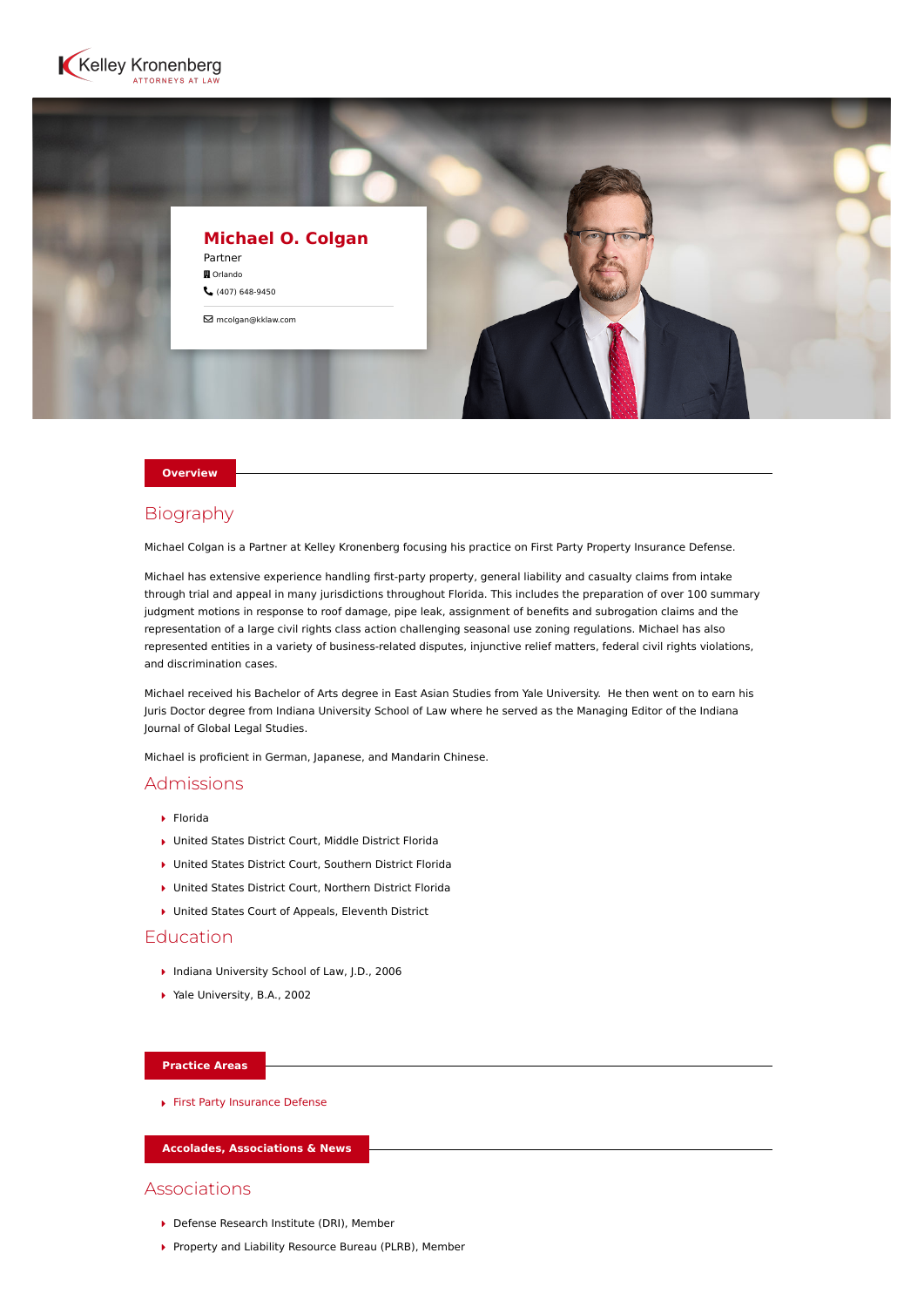Kelley Kronenberg
ATTORNEYS AT LAW

# Michael O. Colgan

Partner

Orlando

(407) 648-9450

mcolgan@kklaw.com

## Overview

### Biography

Michael Colgan is a Partner at Kelley Kronenberg focusing his practice on First Party Property Insurance Defense.

Michael has extensive experience handling first-party property, general liability and casualty claims from intake through trial and appeal in many jurisdictions throughout Florida. This includes the preparation of over 100 summary judgment motions in response to roof damage, pipe leak, assignment of benefits and subrogation claims and the representation of a large civil rights class action challenging seasonal use zoning regulations. Michael has also represented entities in a variety of business-related disputes, injunctive relief matters, federal civil rights violations, and discrimination cases.

Michael received his Bachelor of Arts degree in East Asian Studies from Yale University. He then went on to earn his Juris Doctor degree from Indiana University School of Law where he served as the Managing Editor of the Indiana Journal of Global Legal Studies.

Michael is proficient in German, Japanese, and Mandarin Chinese.

### Admissions

- Florida
- United States District Court, Middle District Florida
- United States District Court, Southern District Florida
- United States District Court, Northern District Florida
- United States Court of Appeals, Eleventh District

### Education

- Indiana University School of Law, J.D., 2006
- Yale University, B.A., 2002

## Practice Areas

- First Party Insurance Defense

## Accolades, Associations & News

### Associations

- Defense Research Institute (DRI), Member
- Property and Liability Resource Bureau (PLRB), Member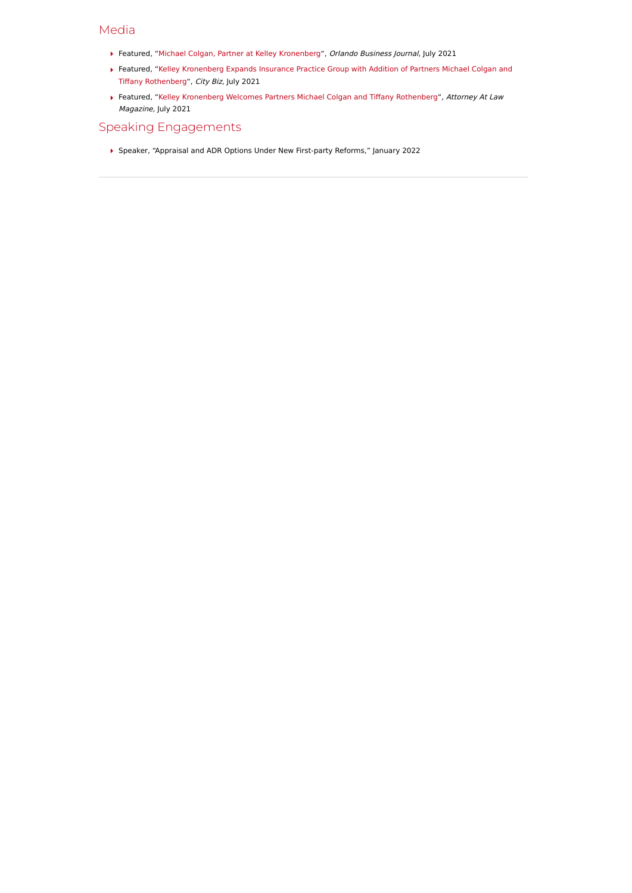## Media

- Featured, "Michael Colgan, Partner at Kelley Kronenberg", *Orlando Business Journal*, July 2021
- Featured, "Kelley Kronenberg Expands Insurance Practice Group with Addition of Partners Michael Colgan and Tiffany Rothenberg", *City Biz*, July 2021
- Featured, "Kelley Kronenberg Welcomes Partners Michael Colgan and Tiffany Rothenberg", *Attorney At Law Magazine*, July 2021

## Speaking Engagements

- Speaker, "Appraisal and ADR Options Under New First-party Reforms," January 2022